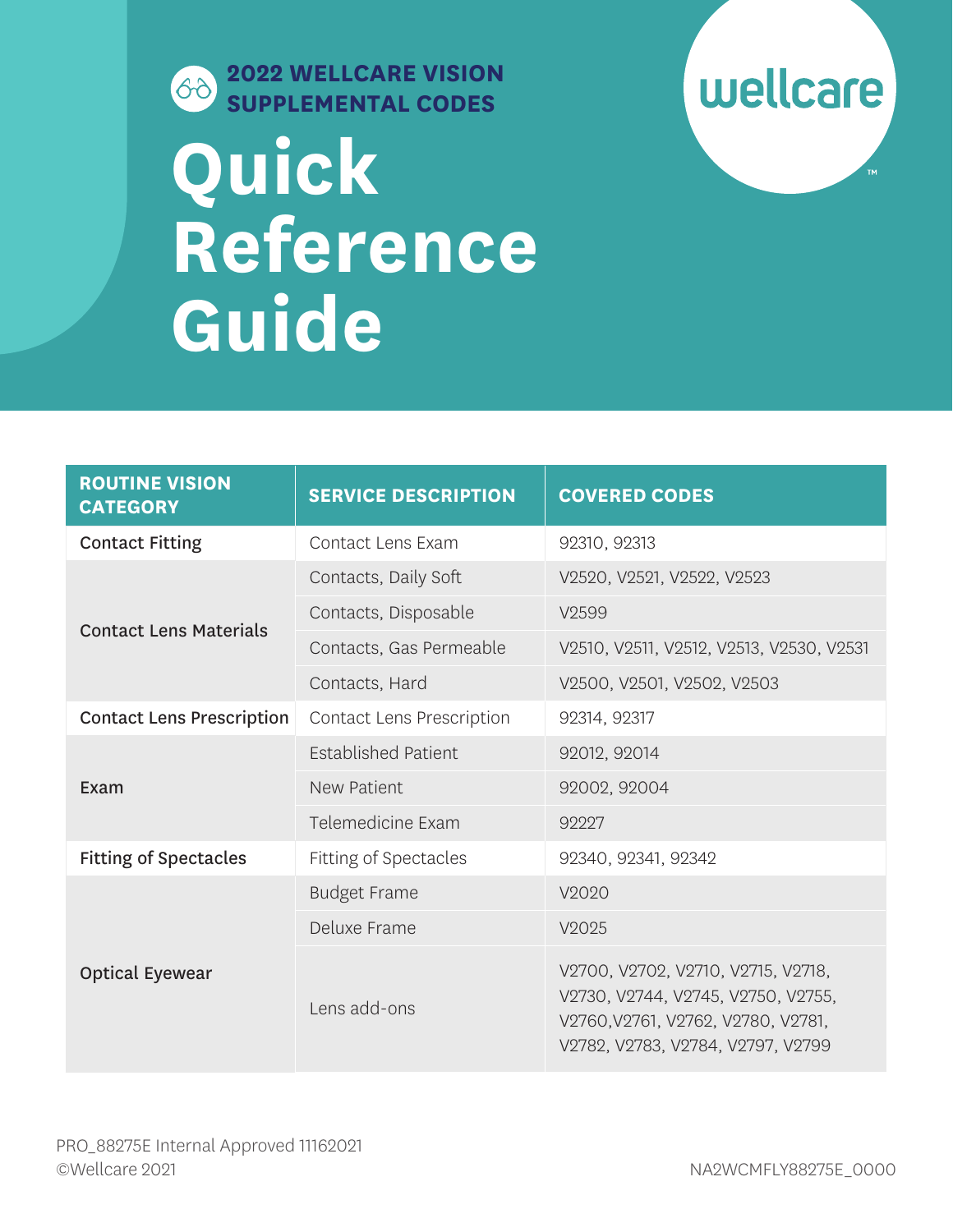**2022 WELLCARE VISION SUPPLEMENTAL CODES**

wellcare

# Quick Reference Guide

| ROUTINE VISION CATEGORY | SERVICE DESCRIPTION | COVERED CODES |
|---|---|---|
| Contact Fitting | Contact Lens Exam | 92310, 92313 |
| Contact Lens Materials | Contacts, Daily Soft | V2520, V2521, V2522, V2523 |
| | Contacts, Disposable | V2599 |
| | Contacts, Gas Permeable | V2510, V2511, V2512, V2513, V2530, V2531 |
| | Contacts, Hard | V2500, V2501, V2502, V2503 |
| Contact Lens Prescription | Contact Lens Prescription | 92314, 92317 |
| Exam | Established Patient | 92012, 92014 |
| | New Patient | 92002, 92004 |
| | Telemedicine Exam | 92227 |
| Fitting of Spectacles | Fitting of Spectacles | 92340, 92341, 92342 |
| Optical Eyewear | Budget Frame | V2020 |
| | Deluxe Frame | V2025 |
| | Lens add-ons | V2700, V2702, V2710, V2715, V2718, V2730, V2744, V2745, V2750, V2755, V2760,V2761, V2762, V2780, V2781, V2782, V2783, V2784, V2797, V2799 |

PRO_88275E Internal Approved 11162021
©Wellcare 2021

NA2WCMFLY88275E_0000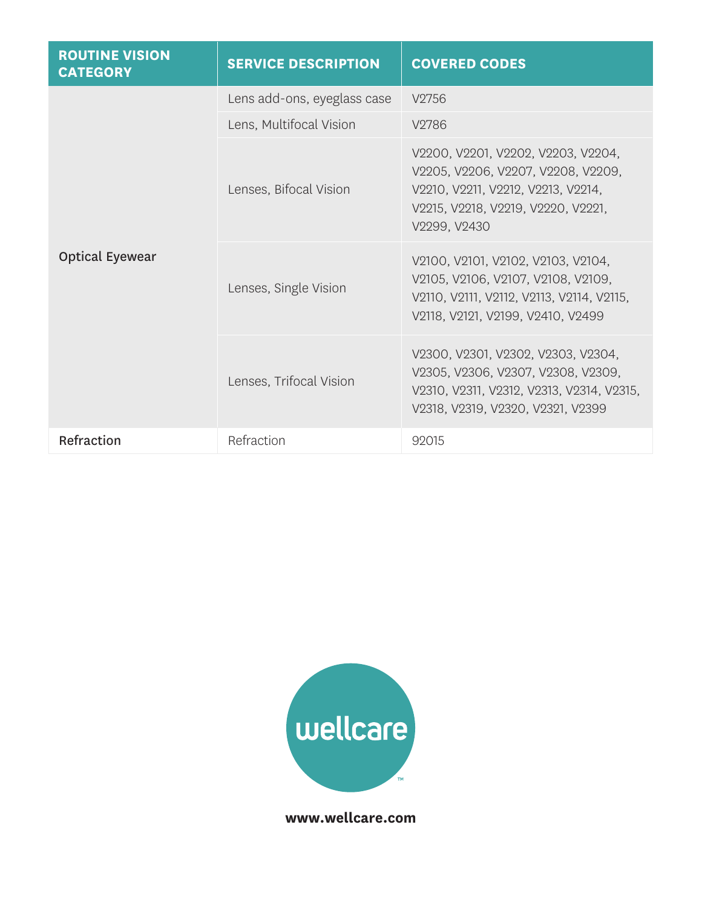| ROUTINE VISION CATEGORY | SERVICE DESCRIPTION | COVERED CODES |
|---|---|---|
| Optical Eyewear | Lens add-ons, eyeglass case | V2756 |
| | Lens, Multifocal Vision | V2786 |
| | Lenses, Bifocal Vision | V2200, V2201, V2202, V2203, V2204, V2205, V2206, V2207, V2208, V2209, V2210, V2211, V2212, V2213, V2214, V2215, V2218, V2219, V2220, V2221, V2299, V2430 |
| | Lenses, Single Vision | V2100, V2101, V2102, V2103, V2104, V2105, V2106, V2107, V2108, V2109, V2110, V2111, V2112, V2113, V2114, V2115, V2118, V2121, V2199, V2410, V2499 |
| | Lenses, Trifocal Vision | V2300, V2301, V2302, V2303, V2304, V2305, V2306, V2307, V2308, V2309, V2310, V2311, V2312, V2313, V2314, V2315, V2318, V2319, V2320, V2321, V2399 |
| Refraction | Refraction | 92015 |

wellcare™

**www.wellcare.com**